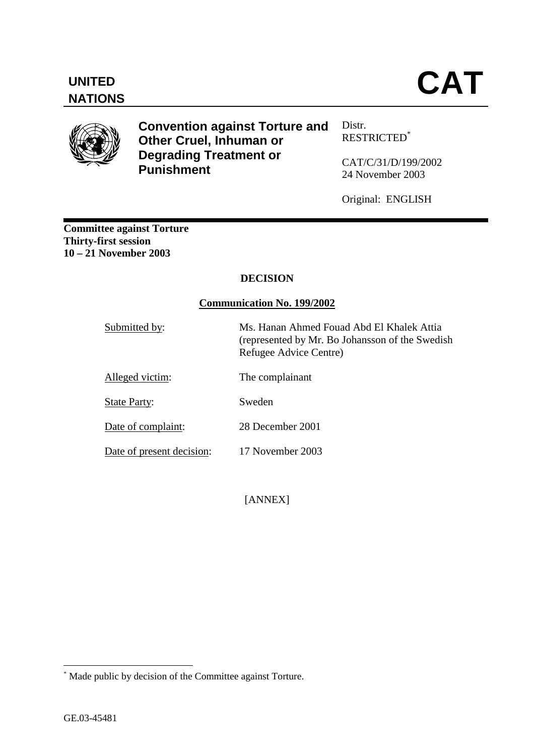**UNITED NATIONS**

# CAT

**Convention against Torture and Other Cruel, Inhuman or Degrading Treatment or Punishment**

Distr.
RESTRICTED*

CAT/C/31/D/199/2002
24 November 2003

Original: ENGLISH

**Committee against Torture**
**Thirty-first session**
**10 – 21 November 2003**

## DECISION

### Communication No. 199/2002

| | |
|---|---|
| Submitted by: | Ms. Hanan Ahmed Fouad Abd El Khalek Attia (represented by Mr. Bo Johansson of the Swedish Refugee Advice Centre) |
| Alleged victim: | The complainant |
| State Party: | Sweden |
| Date of complaint: | 28 December 2001 |
| Date of present decision: | 17 November 2003 |

[ANNEX]

* Made public by decision of the Committee against Torture.

GE.03-45481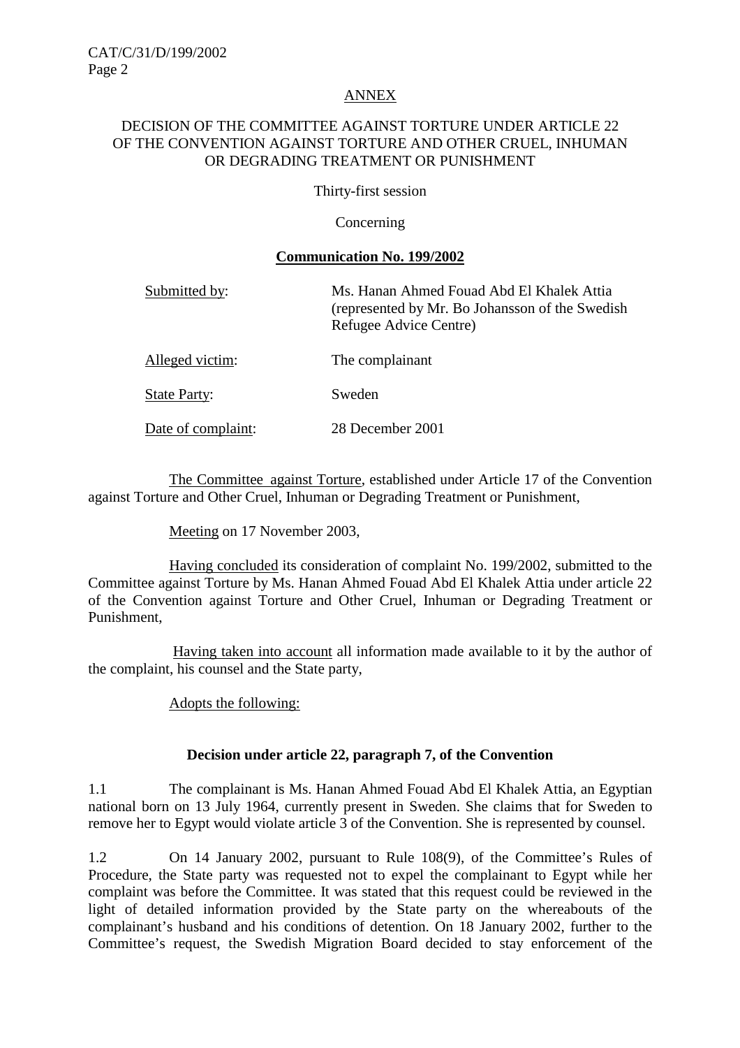ANNEX

DECISION OF THE COMMITTEE AGAINST TORTURE UNDER ARTICLE 22 OF THE CONVENTION AGAINST TORTURE AND OTHER CRUEL, INHUMAN OR DEGRADING TREATMENT OR PUNISHMENT

Thirty-first session

Concerning

**Communication No. 199/2002**

| | |
|---|---|
| Submitted by: | Ms. Hanan Ahmed Fouad Abd El Khalek Attia (represented by Mr. Bo Johansson of the Swedish Refugee Advice Centre) |
| Alleged victim: | The complainant |
| State Party: | Sweden |
| Date of complaint: | 28 December 2001 |

The Committee against Torture, established under Article 17 of the Convention against Torture and Other Cruel, Inhuman or Degrading Treatment or Punishment,

Meeting on 17 November 2003,

Having concluded its consideration of complaint No. 199/2002, submitted to the Committee against Torture by Ms. Hanan Ahmed Fouad Abd El Khalek Attia under article 22 of the Convention against Torture and Other Cruel, Inhuman or Degrading Treatment or Punishment,

Having taken into account all information made available to it by the author of the complaint, his counsel and the State party,

Adopts the following:

**Decision under article 22, paragraph 7, of the Convention**

1.1 The complainant is Ms. Hanan Ahmed Fouad Abd El Khalek Attia, an Egyptian national born on 13 July 1964, currently present in Sweden. She claims that for Sweden to remove her to Egypt would violate article 3 of the Convention. She is represented by counsel.

1.2 On 14 January 2002, pursuant to Rule 108(9), of the Committee's Rules of Procedure, the State party was requested not to expel the complainant to Egypt while her complaint was before the Committee. It was stated that this request could be reviewed in the light of detailed information provided by the State party on the whereabouts of the complainant's husband and his conditions of detention. On 18 January 2002, further to the Committee's request, the Swedish Migration Board decided to stay enforcement of the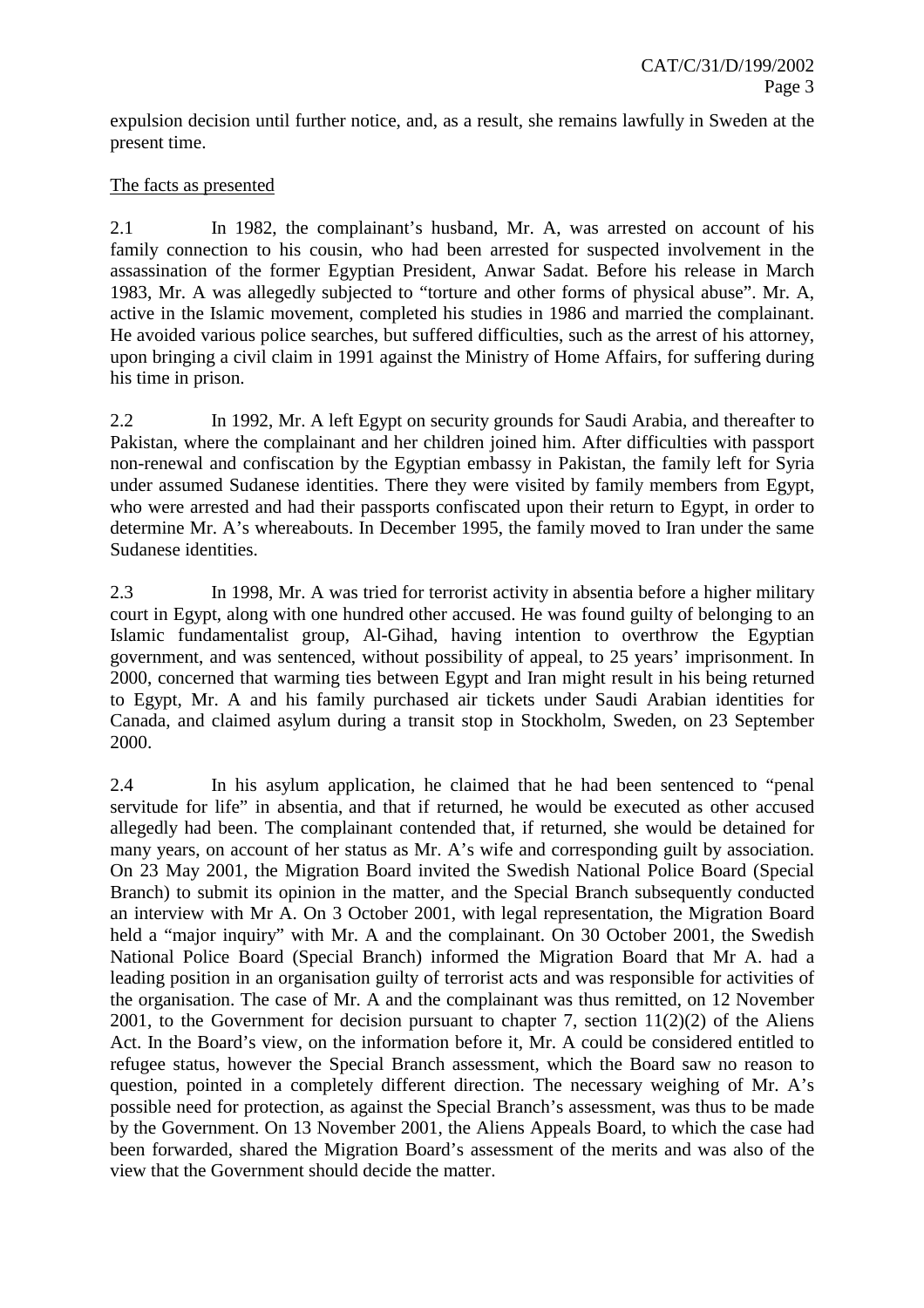expulsion decision until further notice, and, as a result, she remains lawfully in Sweden at the present time.

The facts as presented

2.1 In 1982, the complainant's husband, Mr. A, was arrested on account of his family connection to his cousin, who had been arrested for suspected involvement in the assassination of the former Egyptian President, Anwar Sadat. Before his release in March 1983, Mr. A was allegedly subjected to "torture and other forms of physical abuse". Mr. A, active in the Islamic movement, completed his studies in 1986 and married the complainant. He avoided various police searches, but suffered difficulties, such as the arrest of his attorney, upon bringing a civil claim in 1991 against the Ministry of Home Affairs, for suffering during his time in prison.

2.2 In 1992, Mr. A left Egypt on security grounds for Saudi Arabia, and thereafter to Pakistan, where the complainant and her children joined him. After difficulties with passport non-renewal and confiscation by the Egyptian embassy in Pakistan, the family left for Syria under assumed Sudanese identities. There they were visited by family members from Egypt, who were arrested and had their passports confiscated upon their return to Egypt, in order to determine Mr. A's whereabouts. In December 1995, the family moved to Iran under the same Sudanese identities.

2.3 In 1998, Mr. A was tried for terrorist activity in absentia before a higher military court in Egypt, along with one hundred other accused. He was found guilty of belonging to an Islamic fundamentalist group, Al-Gihad, having intention to overthrow the Egyptian government, and was sentenced, without possibility of appeal, to 25 years' imprisonment. In 2000, concerned that warming ties between Egypt and Iran might result in his being returned to Egypt, Mr. A and his family purchased air tickets under Saudi Arabian identities for Canada, and claimed asylum during a transit stop in Stockholm, Sweden, on 23 September 2000.

2.4 In his asylum application, he claimed that he had been sentenced to "penal servitude for life" in absentia, and that if returned, he would be executed as other accused allegedly had been. The complainant contended that, if returned, she would be detained for many years, on account of her status as Mr. A's wife and corresponding guilt by association. On 23 May 2001, the Migration Board invited the Swedish National Police Board (Special Branch) to submit its opinion in the matter, and the Special Branch subsequently conducted an interview with Mr A. On 3 October 2001, with legal representation, the Migration Board held a "major inquiry" with Mr. A and the complainant. On 30 October 2001, the Swedish National Police Board (Special Branch) informed the Migration Board that Mr A. had a leading position in an organisation guilty of terrorist acts and was responsible for activities of the organisation. The case of Mr. A and the complainant was thus remitted, on 12 November 2001, to the Government for decision pursuant to chapter 7, section 11(2)(2) of the Aliens Act. In the Board's view, on the information before it, Mr. A could be considered entitled to refugee status, however the Special Branch assessment, which the Board saw no reason to question, pointed in a completely different direction. The necessary weighing of Mr. A's possible need for protection, as against the Special Branch's assessment, was thus to be made by the Government. On 13 November 2001, the Aliens Appeals Board, to which the case had been forwarded, shared the Migration Board's assessment of the merits and was also of the view that the Government should decide the matter.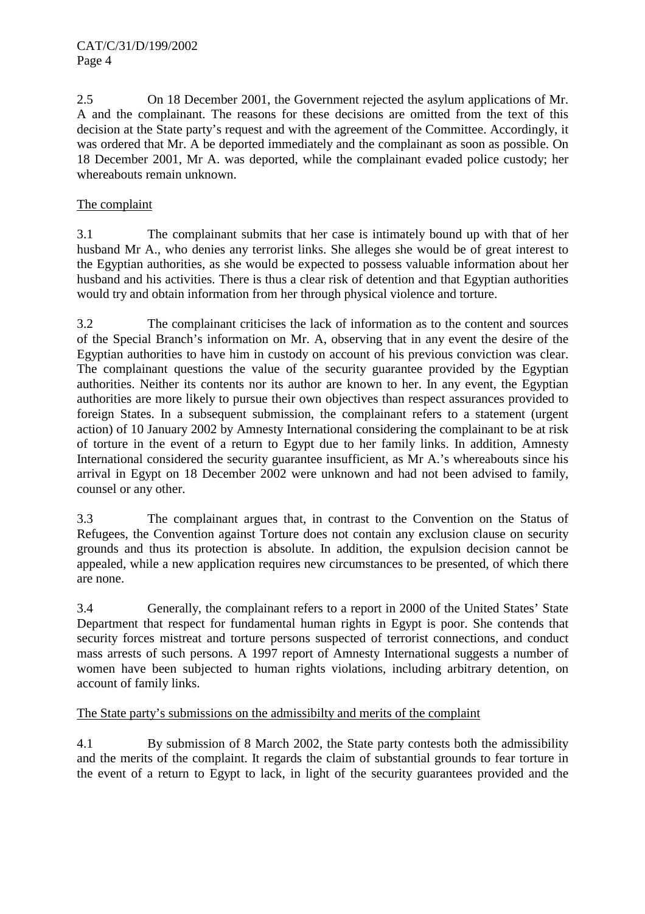2.5 On 18 December 2001, the Government rejected the asylum applications of Mr. A and the complainant. The reasons for these decisions are omitted from the text of this decision at the State party's request and with the agreement of the Committee. Accordingly, it was ordered that Mr. A be deported immediately and the complainant as soon as possible. On 18 December 2001, Mr A. was deported, while the complainant evaded police custody; her whereabouts remain unknown.

The complaint

3.1 The complainant submits that her case is intimately bound up with that of her husband Mr A., who denies any terrorist links. She alleges she would be of great interest to the Egyptian authorities, as she would be expected to possess valuable information about her husband and his activities. There is thus a clear risk of detention and that Egyptian authorities would try and obtain information from her through physical violence and torture.

3.2 The complainant criticises the lack of information as to the content and sources of the Special Branch's information on Mr. A, observing that in any event the desire of the Egyptian authorities to have him in custody on account of his previous conviction was clear. The complainant questions the value of the security guarantee provided by the Egyptian authorities. Neither its contents nor its author are known to her. In any event, the Egyptian authorities are more likely to pursue their own objectives than respect assurances provided to foreign States. In a subsequent submission, the complainant refers to a statement (urgent action) of 10 January 2002 by Amnesty International considering the complainant to be at risk of torture in the event of a return to Egypt due to her family links. In addition, Amnesty International considered the security guarantee insufficient, as Mr A.'s whereabouts since his arrival in Egypt on 18 December 2002 were unknown and had not been advised to family, counsel or any other.

3.3 The complainant argues that, in contrast to the Convention on the Status of Refugees, the Convention against Torture does not contain any exclusion clause on security grounds and thus its protection is absolute. In addition, the expulsion decision cannot be appealed, while a new application requires new circumstances to be presented, of which there are none.

3.4 Generally, the complainant refers to a report in 2000 of the United States' State Department that respect for fundamental human rights in Egypt is poor. She contends that security forces mistreat and torture persons suspected of terrorist connections, and conduct mass arrests of such persons. A 1997 report of Amnesty International suggests a number of women have been subjected to human rights violations, including arbitrary detention, on account of family links.

The State party's submissions on the admissibilty and merits of the complaint

4.1 By submission of 8 March 2002, the State party contests both the admissibility and the merits of the complaint. It regards the claim of substantial grounds to fear torture in the event of a return to Egypt to lack, in light of the security guarantees provided and the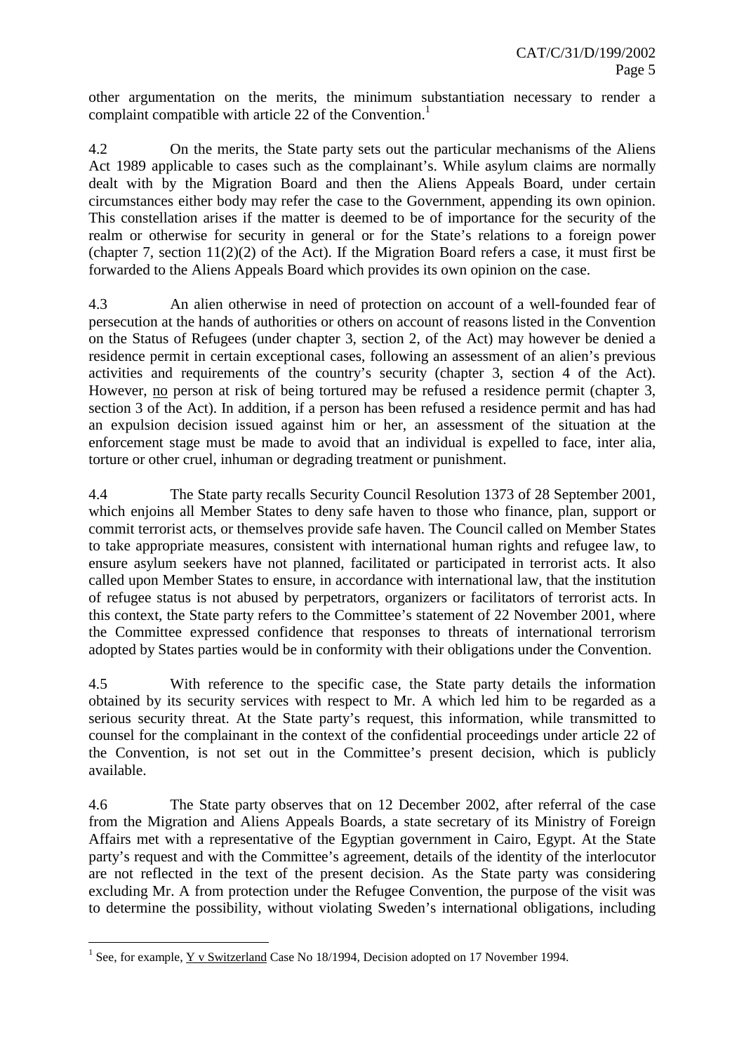other argumentation on the merits, the minimum substantiation necessary to render a complaint compatible with article 22 of the Convention.[1]

4.2 On the merits, the State party sets out the particular mechanisms of the Aliens Act 1989 applicable to cases such as the complainant's. While asylum claims are normally dealt with by the Migration Board and then the Aliens Appeals Board, under certain circumstances either body may refer the case to the Government, appending its own opinion. This constellation arises if the matter is deemed to be of importance for the security of the realm or otherwise for security in general or for the State's relations to a foreign power (chapter 7, section 11(2)(2) of the Act). If the Migration Board refers a case, it must first be forwarded to the Aliens Appeals Board which provides its own opinion on the case.

4.3 An alien otherwise in need of protection on account of a well-founded fear of persecution at the hands of authorities or others on account of reasons listed in the Convention on the Status of Refugees (under chapter 3, section 2, of the Act) may however be denied a residence permit in certain exceptional cases, following an assessment of an alien's previous activities and requirements of the country's security (chapter 3, section 4 of the Act). However, no person at risk of being tortured may be refused a residence permit (chapter 3, section 3 of the Act). In addition, if a person has been refused a residence permit and has had an expulsion decision issued against him or her, an assessment of the situation at the enforcement stage must be made to avoid that an individual is expelled to face, inter alia, torture or other cruel, inhuman or degrading treatment or punishment.

4.4 The State party recalls Security Council Resolution 1373 of 28 September 2001, which enjoins all Member States to deny safe haven to those who finance, plan, support or commit terrorist acts, or themselves provide safe haven. The Council called on Member States to take appropriate measures, consistent with international human rights and refugee law, to ensure asylum seekers have not planned, facilitated or participated in terrorist acts. It also called upon Member States to ensure, in accordance with international law, that the institution of refugee status is not abused by perpetrators, organizers or facilitators of terrorist acts. In this context, the State party refers to the Committee's statement of 22 November 2001, where the Committee expressed confidence that responses to threats of international terrorism adopted by States parties would be in conformity with their obligations under the Convention.

4.5 With reference to the specific case, the State party details the information obtained by its security services with respect to Mr. A which led him to be regarded as a serious security threat. At the State party's request, this information, while transmitted to counsel for the complainant in the context of the confidential proceedings under article 22 of the Convention, is not set out in the Committee's present decision, which is publicly available.

4.6 The State party observes that on 12 December 2002, after referral of the case from the Migration and Aliens Appeals Boards, a state secretary of its Ministry of Foreign Affairs met with a representative of the Egyptian government in Cairo, Egypt. At the State party's request and with the Committee's agreement, details of the identity of the interlocutor are not reflected in the text of the present decision. As the State party was considering excluding Mr. A from protection under the Refugee Convention, the purpose of the visit was to determine the possibility, without violating Sweden's international obligations, including

---

[1] See, for example, Y v Switzerland Case No 18/1994, Decision adopted on 17 November 1994.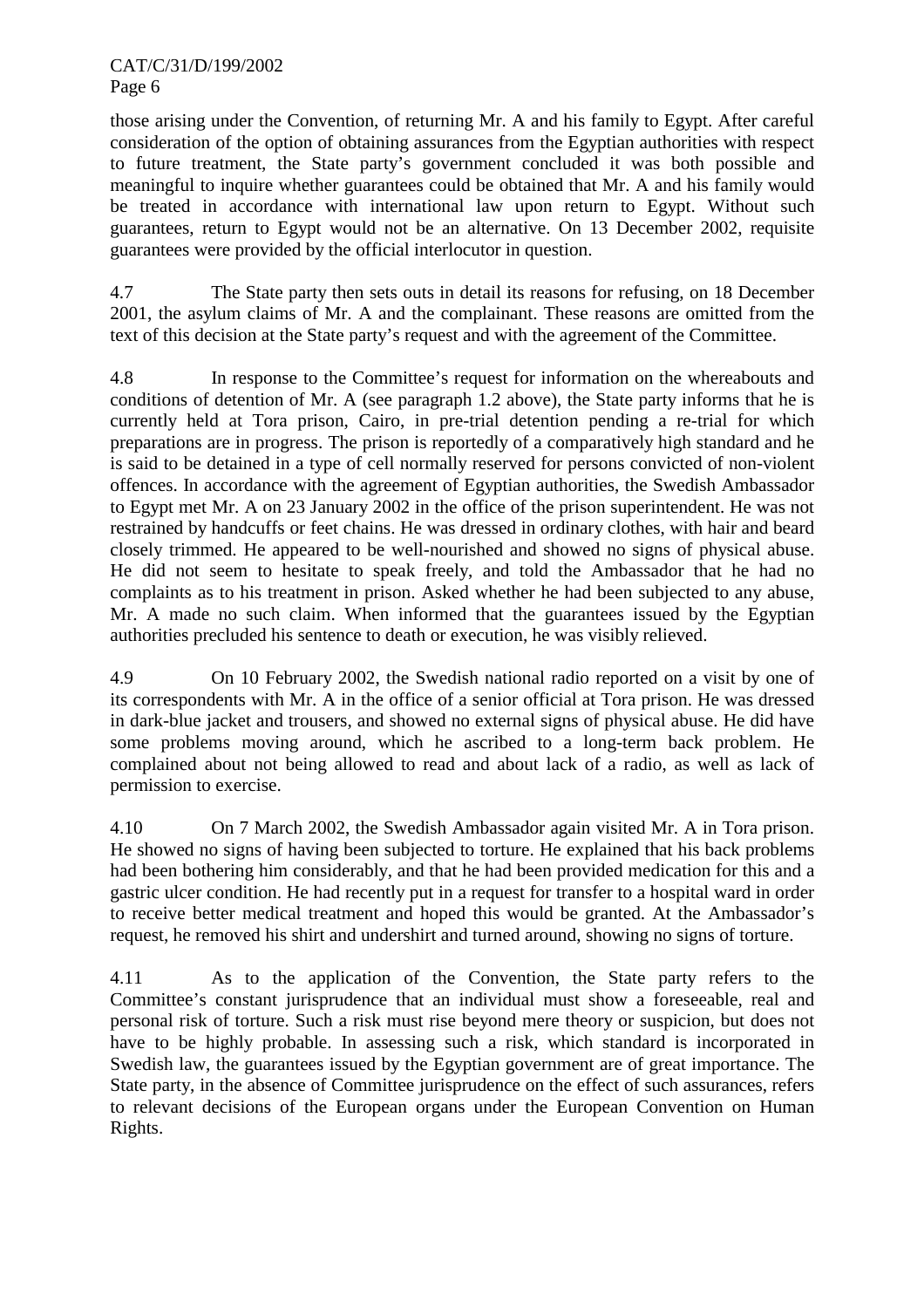those arising under the Convention, of returning Mr. A and his family to Egypt. After careful consideration of the option of obtaining assurances from the Egyptian authorities with respect to future treatment, the State party's government concluded it was both possible and meaningful to inquire whether guarantees could be obtained that Mr. A and his family would be treated in accordance with international law upon return to Egypt. Without such guarantees, return to Egypt would not be an alternative. On 13 December 2002, requisite guarantees were provided by the official interlocutor in question.

4.7 The State party then sets outs in detail its reasons for refusing, on 18 December 2001, the asylum claims of Mr. A and the complainant. These reasons are omitted from the text of this decision at the State party's request and with the agreement of the Committee.

4.8 In response to the Committee's request for information on the whereabouts and conditions of detention of Mr. A (see paragraph 1.2 above), the State party informs that he is currently held at Tora prison, Cairo, in pre-trial detention pending a re-trial for which preparations are in progress. The prison is reportedly of a comparatively high standard and he is said to be detained in a type of cell normally reserved for persons convicted of non-violent offences. In accordance with the agreement of Egyptian authorities, the Swedish Ambassador to Egypt met Mr. A on 23 January 2002 in the office of the prison superintendent. He was not restrained by handcuffs or feet chains. He was dressed in ordinary clothes, with hair and beard closely trimmed. He appeared to be well-nourished and showed no signs of physical abuse. He did not seem to hesitate to speak freely, and told the Ambassador that he had no complaints as to his treatment in prison. Asked whether he had been subjected to any abuse, Mr. A made no such claim. When informed that the guarantees issued by the Egyptian authorities precluded his sentence to death or execution, he was visibly relieved.

4.9 On 10 February 2002, the Swedish national radio reported on a visit by one of its correspondents with Mr. A in the office of a senior official at Tora prison. He was dressed in dark-blue jacket and trousers, and showed no external signs of physical abuse. He did have some problems moving around, which he ascribed to a long-term back problem. He complained about not being allowed to read and about lack of a radio, as well as lack of permission to exercise.

4.10 On 7 March 2002, the Swedish Ambassador again visited Mr. A in Tora prison. He showed no signs of having been subjected to torture. He explained that his back problems had been bothering him considerably, and that he had been provided medication for this and a gastric ulcer condition. He had recently put in a request for transfer to a hospital ward in order to receive better medical treatment and hoped this would be granted. At the Ambassador's request, he removed his shirt and undershirt and turned around, showing no signs of torture.

4.11 As to the application of the Convention, the State party refers to the Committee's constant jurisprudence that an individual must show a foreseeable, real and personal risk of torture. Such a risk must rise beyond mere theory or suspicion, but does not have to be highly probable. In assessing such a risk, which standard is incorporated in Swedish law, the guarantees issued by the Egyptian government are of great importance. The State party, in the absence of Committee jurisprudence on the effect of such assurances, refers to relevant decisions of the European organs under the European Convention on Human Rights.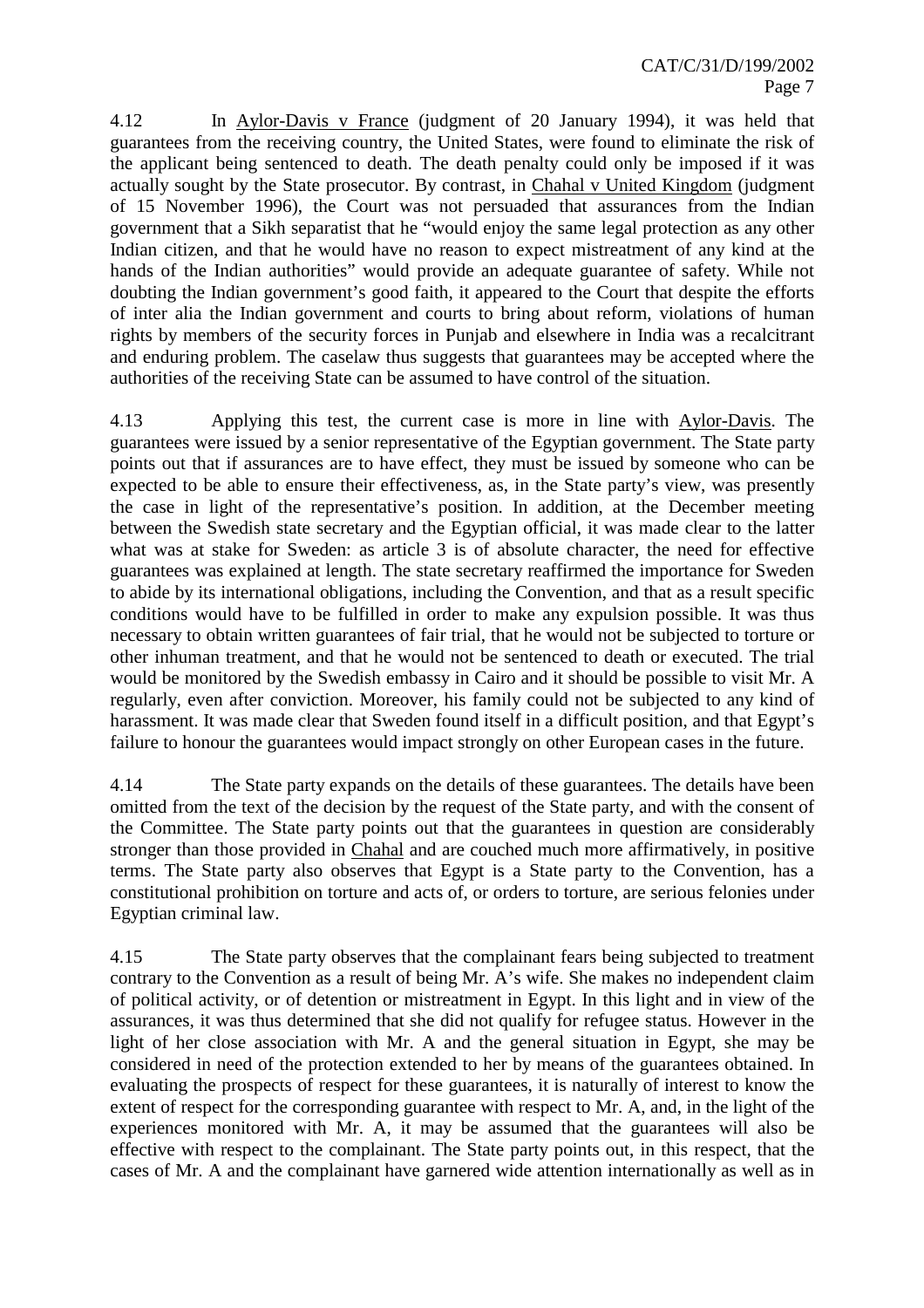4.12 In Aylor-Davis v France (judgment of 20 January 1994), it was held that guarantees from the receiving country, the United States, were found to eliminate the risk of the applicant being sentenced to death. The death penalty could only be imposed if it was actually sought by the State prosecutor. By contrast, in Chahal v United Kingdom (judgment of 15 November 1996), the Court was not persuaded that assurances from the Indian government that a Sikh separatist that he "would enjoy the same legal protection as any other Indian citizen, and that he would have no reason to expect mistreatment of any kind at the hands of the Indian authorities" would provide an adequate guarantee of safety. While not doubting the Indian government's good faith, it appeared to the Court that despite the efforts of inter alia the Indian government and courts to bring about reform, violations of human rights by members of the security forces in Punjab and elsewhere in India was a recalcitrant and enduring problem. The caselaw thus suggests that guarantees may be accepted where the authorities of the receiving State can be assumed to have control of the situation.

4.13 Applying this test, the current case is more in line with Aylor-Davis. The guarantees were issued by a senior representative of the Egyptian government. The State party points out that if assurances are to have effect, they must be issued by someone who can be expected to be able to ensure their effectiveness, as, in the State party's view, was presently the case in light of the representative's position. In addition, at the December meeting between the Swedish state secretary and the Egyptian official, it was made clear to the latter what was at stake for Sweden: as article 3 is of absolute character, the need for effective guarantees was explained at length. The state secretary reaffirmed the importance for Sweden to abide by its international obligations, including the Convention, and that as a result specific conditions would have to be fulfilled in order to make any expulsion possible. It was thus necessary to obtain written guarantees of fair trial, that he would not be subjected to torture or other inhuman treatment, and that he would not be sentenced to death or executed. The trial would be monitored by the Swedish embassy in Cairo and it should be possible to visit Mr. A regularly, even after conviction. Moreover, his family could not be subjected to any kind of harassment. It was made clear that Sweden found itself in a difficult position, and that Egypt's failure to honour the guarantees would impact strongly on other European cases in the future.

4.14 The State party expands on the details of these guarantees. The details have been omitted from the text of the decision by the request of the State party, and with the consent of the Committee. The State party points out that the guarantees in question are considerably stronger than those provided in Chahal and are couched much more affirmatively, in positive terms. The State party also observes that Egypt is a State party to the Convention, has a constitutional prohibition on torture and acts of, or orders to torture, are serious felonies under Egyptian criminal law.

4.15 The State party observes that the complainant fears being subjected to treatment contrary to the Convention as a result of being Mr. A's wife. She makes no independent claim of political activity, or of detention or mistreatment in Egypt. In this light and in view of the assurances, it was thus determined that she did not qualify for refugee status. However in the light of her close association with Mr. A and the general situation in Egypt, she may be considered in need of the protection extended to her by means of the guarantees obtained. In evaluating the prospects of respect for these guarantees, it is naturally of interest to know the extent of respect for the corresponding guarantee with respect to Mr. A, and, in the light of the experiences monitored with Mr. A, it may be assumed that the guarantees will also be effective with respect to the complainant. The State party points out, in this respect, that the cases of Mr. A and the complainant have garnered wide attention internationally as well as in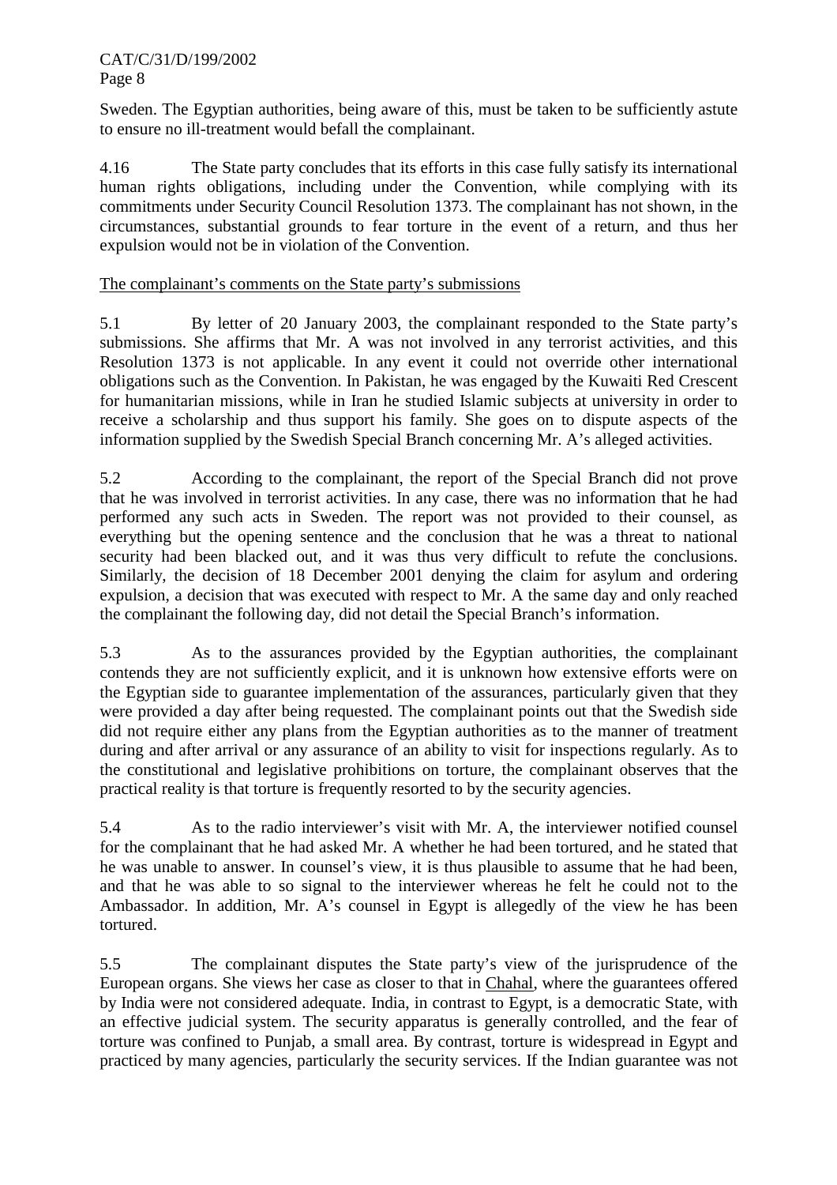Sweden. The Egyptian authorities, being aware of this, must be taken to be sufficiently astute to ensure no ill-treatment would befall the complainant.

4.16 The State party concludes that its efforts in this case fully satisfy its international human rights obligations, including under the Convention, while complying with its commitments under Security Council Resolution 1373. The complainant has not shown, in the circumstances, substantial grounds to fear torture in the event of a return, and thus her expulsion would not be in violation of the Convention.

The complainant's comments on the State party's submissions

5.1 By letter of 20 January 2003, the complainant responded to the State party's submissions. She affirms that Mr. A was not involved in any terrorist activities, and this Resolution 1373 is not applicable. In any event it could not override other international obligations such as the Convention. In Pakistan, he was engaged by the Kuwaiti Red Crescent for humanitarian missions, while in Iran he studied Islamic subjects at university in order to receive a scholarship and thus support his family. She goes on to dispute aspects of the information supplied by the Swedish Special Branch concerning Mr. A's alleged activities.

5.2 According to the complainant, the report of the Special Branch did not prove that he was involved in terrorist activities. In any case, there was no information that he had performed any such acts in Sweden. The report was not provided to their counsel, as everything but the opening sentence and the conclusion that he was a threat to national security had been blacked out, and it was thus very difficult to refute the conclusions. Similarly, the decision of 18 December 2001 denying the claim for asylum and ordering expulsion, a decision that was executed with respect to Mr. A the same day and only reached the complainant the following day, did not detail the Special Branch's information.

5.3 As to the assurances provided by the Egyptian authorities, the complainant contends they are not sufficiently explicit, and it is unknown how extensive efforts were on the Egyptian side to guarantee implementation of the assurances, particularly given that they were provided a day after being requested. The complainant points out that the Swedish side did not require either any plans from the Egyptian authorities as to the manner of treatment during and after arrival or any assurance of an ability to visit for inspections regularly. As to the constitutional and legislative prohibitions on torture, the complainant observes that the practical reality is that torture is frequently resorted to by the security agencies.

5.4 As to the radio interviewer's visit with Mr. A, the interviewer notified counsel for the complainant that he had asked Mr. A whether he had been tortured, and he stated that he was unable to answer. In counsel's view, it is thus plausible to assume that he had been, and that he was able to so signal to the interviewer whereas he felt he could not to the Ambassador. In addition, Mr. A's counsel in Egypt is allegedly of the view he has been tortured.

5.5 The complainant disputes the State party's view of the jurisprudence of the European organs. She views her case as closer to that in Chahal, where the guarantees offered by India were not considered adequate. India, in contrast to Egypt, is a democratic State, with an effective judicial system. The security apparatus is generally controlled, and the fear of torture was confined to Punjab, a small area. By contrast, torture is widespread in Egypt and practiced by many agencies, particularly the security services. If the Indian guarantee was not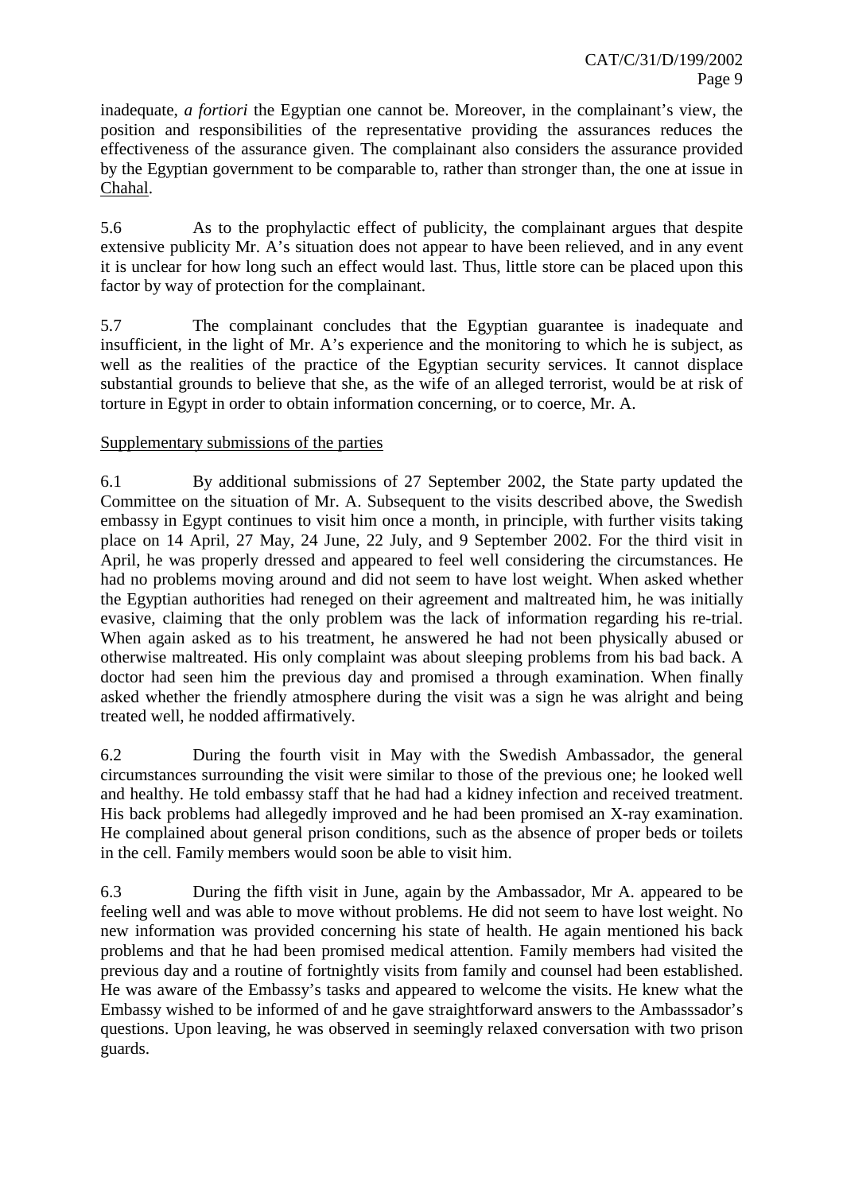inadequate, *a fortiori* the Egyptian one cannot be. Moreover, in the complainant's view, the position and responsibilities of the representative providing the assurances reduces the effectiveness of the assurance given. The complainant also considers the assurance provided by the Egyptian government to be comparable to, rather than stronger than, the one at issue in Chahal.

5.6 As to the prophylactic effect of publicity, the complainant argues that despite extensive publicity Mr. A's situation does not appear to have been relieved, and in any event it is unclear for how long such an effect would last. Thus, little store can be placed upon this factor by way of protection for the complainant.

5.7 The complainant concludes that the Egyptian guarantee is inadequate and insufficient, in the light of Mr. A's experience and the monitoring to which he is subject, as well as the realities of the practice of the Egyptian security services. It cannot displace substantial grounds to believe that she, as the wife of an alleged terrorist, would be at risk of torture in Egypt in order to obtain information concerning, or to coerce, Mr. A.

Supplementary submissions of the parties

6.1 By additional submissions of 27 September 2002, the State party updated the Committee on the situation of Mr. A. Subsequent to the visits described above, the Swedish embassy in Egypt continues to visit him once a month, in principle, with further visits taking place on 14 April, 27 May, 24 June, 22 July, and 9 September 2002. For the third visit in April, he was properly dressed and appeared to feel well considering the circumstances. He had no problems moving around and did not seem to have lost weight. When asked whether the Egyptian authorities had reneged on their agreement and maltreated him, he was initially evasive, claiming that the only problem was the lack of information regarding his re-trial. When again asked as to his treatment, he answered he had not been physically abused or otherwise maltreated. His only complaint was about sleeping problems from his bad back. A doctor had seen him the previous day and promised a through examination. When finally asked whether the friendly atmosphere during the visit was a sign he was alright and being treated well, he nodded affirmatively.

6.2 During the fourth visit in May with the Swedish Ambassador, the general circumstances surrounding the visit were similar to those of the previous one; he looked well and healthy. He told embassy staff that he had had a kidney infection and received treatment. His back problems had allegedly improved and he had been promised an X-ray examination. He complained about general prison conditions, such as the absence of proper beds or toilets in the cell. Family members would soon be able to visit him.

6.3 During the fifth visit in June, again by the Ambassador, Mr A. appeared to be feeling well and was able to move without problems. He did not seem to have lost weight. No new information was provided concerning his state of health. He again mentioned his back problems and that he had been promised medical attention. Family members had visited the previous day and a routine of fortnightly visits from family and counsel had been established. He was aware of the Embassy's tasks and appeared to welcome the visits. He knew what the Embassy wished to be informed of and he gave straightforward answers to the Ambasssador's questions. Upon leaving, he was observed in seemingly relaxed conversation with two prison guards.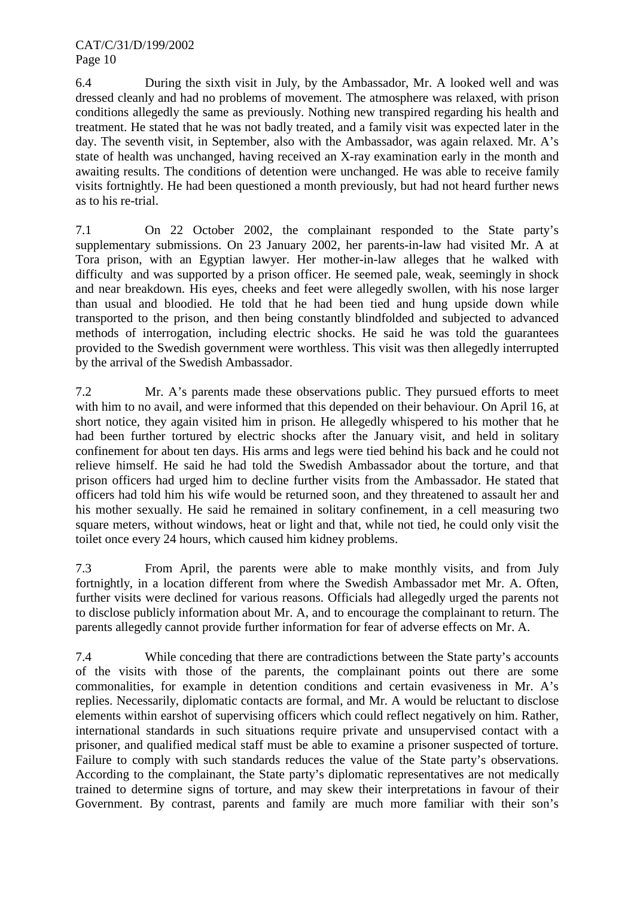6.4 During the sixth visit in July, by the Ambassador, Mr. A looked well and was dressed cleanly and had no problems of movement. The atmosphere was relaxed, with prison conditions allegedly the same as previously. Nothing new transpired regarding his health and treatment. He stated that he was not badly treated, and a family visit was expected later in the day. The seventh visit, in September, also with the Ambassador, was again relaxed. Mr. A's state of health was unchanged, having received an X-ray examination early in the month and awaiting results. The conditions of detention were unchanged. He was able to receive family visits fortnightly. He had been questioned a month previously, but had not heard further news as to his re-trial.

7.1 On 22 October 2002, the complainant responded to the State party's supplementary submissions. On 23 January 2002, her parents-in-law had visited Mr. A at Tora prison, with an Egyptian lawyer. Her mother-in-law alleges that he walked with difficulty and was supported by a prison officer. He seemed pale, weak, seemingly in shock and near breakdown. His eyes, cheeks and feet were allegedly swollen, with his nose larger than usual and bloodied. He told that he had been tied and hung upside down while transported to the prison, and then being constantly blindfolded and subjected to advanced methods of interrogation, including electric shocks. He said he was told the guarantees provided to the Swedish government were worthless. This visit was then allegedly interrupted by the arrival of the Swedish Ambassador.

7.2 Mr. A's parents made these observations public. They pursued efforts to meet with him to no avail, and were informed that this depended on their behaviour. On April 16, at short notice, they again visited him in prison. He allegedly whispered to his mother that he had been further tortured by electric shocks after the January visit, and held in solitary confinement for about ten days. His arms and legs were tied behind his back and he could not relieve himself. He said he had told the Swedish Ambassador about the torture, and that prison officers had urged him to decline further visits from the Ambassador. He stated that officers had told him his wife would be returned soon, and they threatened to assault her and his mother sexually. He said he remained in solitary confinement, in a cell measuring two square meters, without windows, heat or light and that, while not tied, he could only visit the toilet once every 24 hours, which caused him kidney problems.

7.3 From April, the parents were able to make monthly visits, and from July fortnightly, in a location different from where the Swedish Ambassador met Mr. A. Often, further visits were declined for various reasons. Officials had allegedly urged the parents not to disclose publicly information about Mr. A, and to encourage the complainant to return. The parents allegedly cannot provide further information for fear of adverse effects on Mr. A.

7.4 While conceding that there are contradictions between the State party's accounts of the visits with those of the parents, the complainant points out there are some commonalities, for example in detention conditions and certain evasiveness in Mr. A's replies. Necessarily, diplomatic contacts are formal, and Mr. A would be reluctant to disclose elements within earshot of supervising officers which could reflect negatively on him. Rather, international standards in such situations require private and unsupervised contact with a prisoner, and qualified medical staff must be able to examine a prisoner suspected of torture. Failure to comply with such standards reduces the value of the State party's observations. According to the complainant, the State party's diplomatic representatives are not medically trained to determine signs of torture, and may skew their interpretations in favour of their Government. By contrast, parents and family are much more familiar with their son's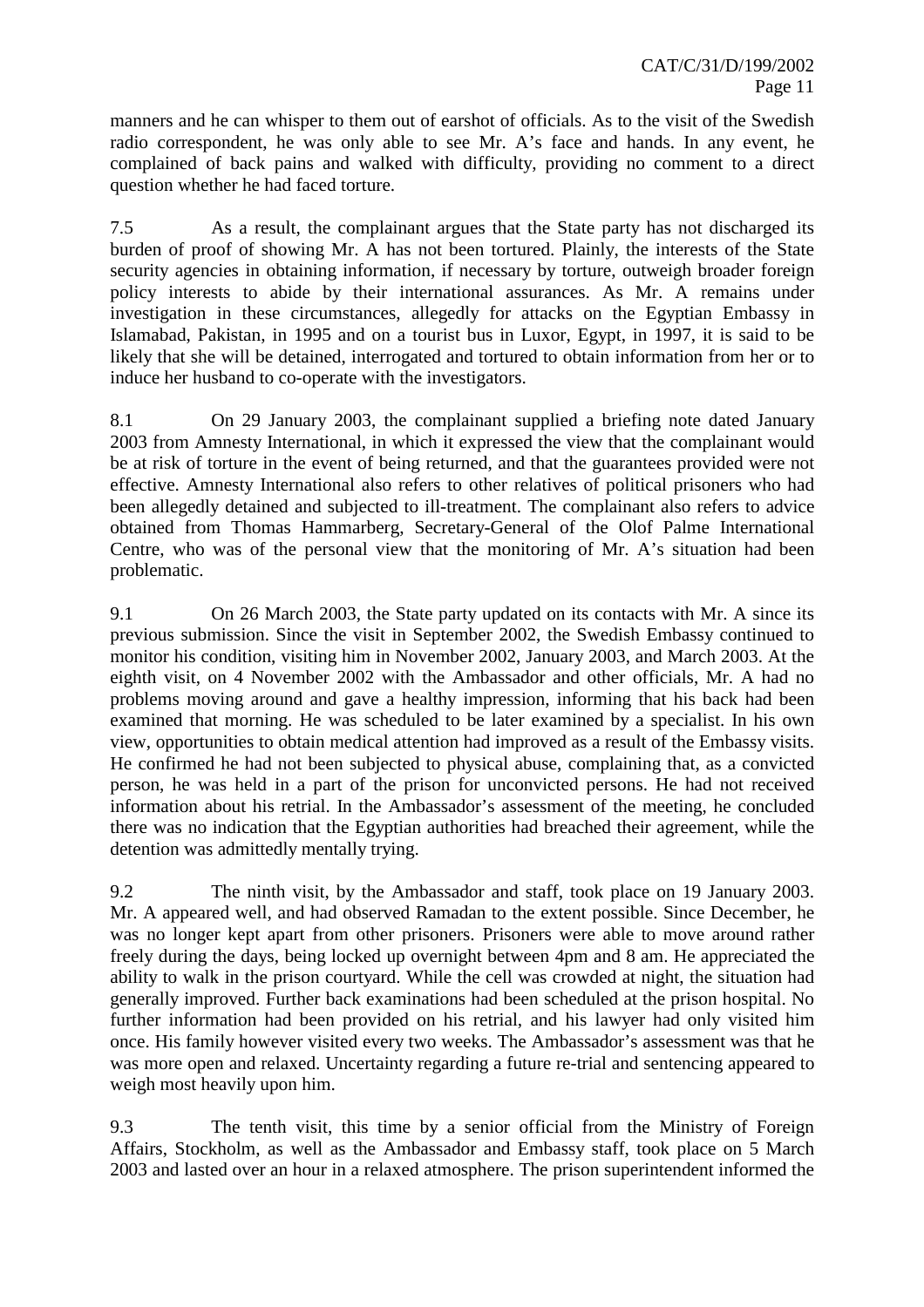manners and he can whisper to them out of earshot of officials. As to the visit of the Swedish radio correspondent, he was only able to see Mr. A's face and hands. In any event, he complained of back pains and walked with difficulty, providing no comment to a direct question whether he had faced torture.

7.5 As a result, the complainant argues that the State party has not discharged its burden of proof of showing Mr. A has not been tortured. Plainly, the interests of the State security agencies in obtaining information, if necessary by torture, outweigh broader foreign policy interests to abide by their international assurances. As Mr. A remains under investigation in these circumstances, allegedly for attacks on the Egyptian Embassy in Islamabad, Pakistan, in 1995 and on a tourist bus in Luxor, Egypt, in 1997, it is said to be likely that she will be detained, interrogated and tortured to obtain information from her or to induce her husband to co-operate with the investigators.

8.1 On 29 January 2003, the complainant supplied a briefing note dated January 2003 from Amnesty International, in which it expressed the view that the complainant would be at risk of torture in the event of being returned, and that the guarantees provided were not effective. Amnesty International also refers to other relatives of political prisoners who had been allegedly detained and subjected to ill-treatment. The complainant also refers to advice obtained from Thomas Hammarberg, Secretary-General of the Olof Palme International Centre, who was of the personal view that the monitoring of Mr. A's situation had been problematic.

9.1 On 26 March 2003, the State party updated on its contacts with Mr. A since its previous submission. Since the visit in September 2002, the Swedish Embassy continued to monitor his condition, visiting him in November 2002, January 2003, and March 2003. At the eighth visit, on 4 November 2002 with the Ambassador and other officials, Mr. A had no problems moving around and gave a healthy impression, informing that his back had been examined that morning. He was scheduled to be later examined by a specialist. In his own view, opportunities to obtain medical attention had improved as a result of the Embassy visits. He confirmed he had not been subjected to physical abuse, complaining that, as a convicted person, he was held in a part of the prison for unconvicted persons. He had not received information about his retrial. In the Ambassador's assessment of the meeting, he concluded there was no indication that the Egyptian authorities had breached their agreement, while the detention was admittedly mentally trying.

9.2 The ninth visit, by the Ambassador and staff, took place on 19 January 2003. Mr. A appeared well, and had observed Ramadan to the extent possible. Since December, he was no longer kept apart from other prisoners. Prisoners were able to move around rather freely during the days, being locked up overnight between 4pm and 8 am. He appreciated the ability to walk in the prison courtyard. While the cell was crowded at night, the situation had generally improved. Further back examinations had been scheduled at the prison hospital. No further information had been provided on his retrial, and his lawyer had only visited him once. His family however visited every two weeks. The Ambassador's assessment was that he was more open and relaxed. Uncertainty regarding a future re-trial and sentencing appeared to weigh most heavily upon him.

9.3 The tenth visit, this time by a senior official from the Ministry of Foreign Affairs, Stockholm, as well as the Ambassador and Embassy staff, took place on 5 March 2003 and lasted over an hour in a relaxed atmosphere. The prison superintendent informed the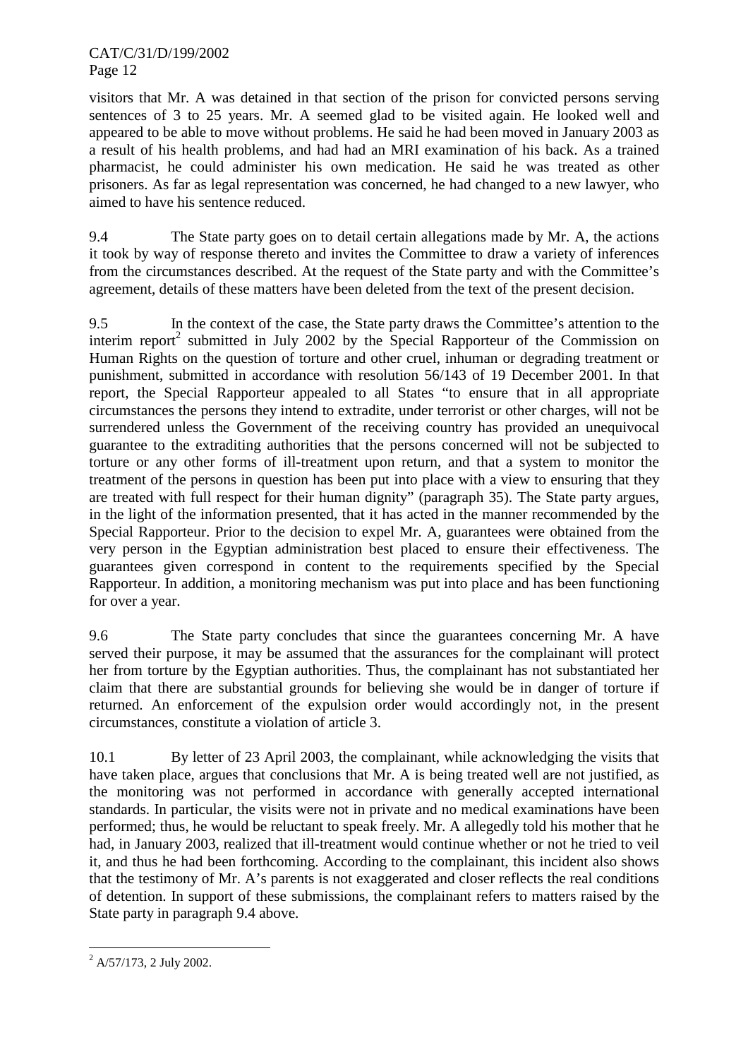visitors that Mr. A was detained in that section of the prison for convicted persons serving sentences of 3 to 25 years. Mr. A seemed glad to be visited again. He looked well and appeared to be able to move without problems. He said he had been moved in January 2003 as a result of his health problems, and had had an MRI examination of his back. As a trained pharmacist, he could administer his own medication. He said he was treated as other prisoners. As far as legal representation was concerned, he had changed to a new lawyer, who aimed to have his sentence reduced.

9.4 The State party goes on to detail certain allegations made by Mr. A, the actions it took by way of response thereto and invites the Committee to draw a variety of inferences from the circumstances described. At the request of the State party and with the Committee's agreement, details of these matters have been deleted from the text of the present decision.

9.5 In the context of the case, the State party draws the Committee's attention to the interim report[2] submitted in July 2002 by the Special Rapporteur of the Commission on Human Rights on the question of torture and other cruel, inhuman or degrading treatment or punishment, submitted in accordance with resolution 56/143 of 19 December 2001. In that report, the Special Rapporteur appealed to all States "to ensure that in all appropriate circumstances the persons they intend to extradite, under terrorist or other charges, will not be surrendered unless the Government of the receiving country has provided an unequivocal guarantee to the extraditing authorities that the persons concerned will not be subjected to torture or any other forms of ill-treatment upon return, and that a system to monitor the treatment of the persons in question has been put into place with a view to ensuring that they are treated with full respect for their human dignity" (paragraph 35). The State party argues, in the light of the information presented, that it has acted in the manner recommended by the Special Rapporteur. Prior to the decision to expel Mr. A, guarantees were obtained from the very person in the Egyptian administration best placed to ensure their effectiveness. The guarantees given correspond in content to the requirements specified by the Special Rapporteur. In addition, a monitoring mechanism was put into place and has been functioning for over a year.

9.6 The State party concludes that since the guarantees concerning Mr. A have served their purpose, it may be assumed that the assurances for the complainant will protect her from torture by the Egyptian authorities. Thus, the complainant has not substantiated her claim that there are substantial grounds for believing she would be in danger of torture if returned. An enforcement of the expulsion order would accordingly not, in the present circumstances, constitute a violation of article 3.

10.1 By letter of 23 April 2003, the complainant, while acknowledging the visits that have taken place, argues that conclusions that Mr. A is being treated well are not justified, as the monitoring was not performed in accordance with generally accepted international standards. In particular, the visits were not in private and no medical examinations have been performed; thus, he would be reluctant to speak freely. Mr. A allegedly told his mother that he had, in January 2003, realized that ill-treatment would continue whether or not he tried to veil it, and thus he had been forthcoming. According to the complainant, this incident also shows that the testimony of Mr. A's parents is not exaggerated and closer reflects the real conditions of detention. In support of these submissions, the complainant refers to matters raised by the State party in paragraph 9.4 above.

---

[2] A/57/173, 2 July 2002.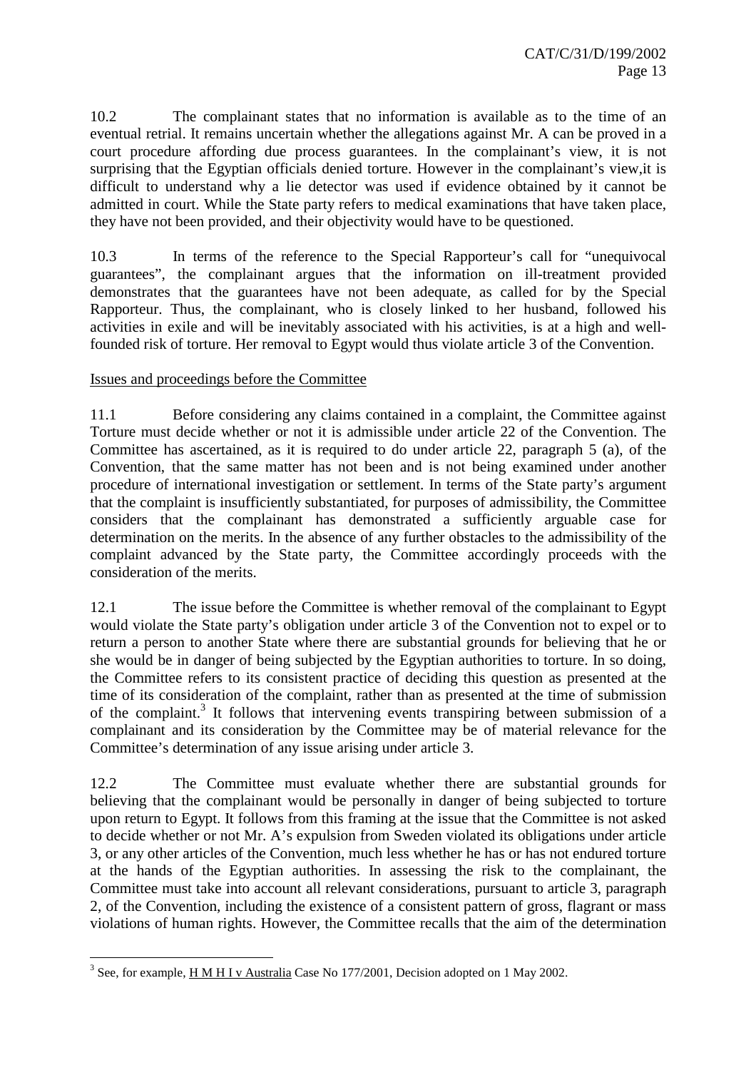10.2 The complainant states that no information is available as to the time of an eventual retrial. It remains uncertain whether the allegations against Mr. A can be proved in a court procedure affording due process guarantees. In the complainant's view, it is not surprising that the Egyptian officials denied torture. However in the complainant's view,it is difficult to understand why a lie detector was used if evidence obtained by it cannot be admitted in court. While the State party refers to medical examinations that have taken place, they have not been provided, and their objectivity would have to be questioned.

10.3 In terms of the reference to the Special Rapporteur's call for "unequivocal guarantees", the complainant argues that the information on ill-treatment provided demonstrates that the guarantees have not been adequate, as called for by the Special Rapporteur. Thus, the complainant, who is closely linked to her husband, followed his activities in exile and will be inevitably associated with his activities, is at a high and well-founded risk of torture. Her removal to Egypt would thus violate article 3 of the Convention.

Issues and proceedings before the Committee

11.1 Before considering any claims contained in a complaint, the Committee against Torture must decide whether or not it is admissible under article 22 of the Convention. The Committee has ascertained, as it is required to do under article 22, paragraph 5 (a), of the Convention, that the same matter has not been and is not being examined under another procedure of international investigation or settlement. In terms of the State party's argument that the complaint is insufficiently substantiated, for purposes of admissibility, the Committee considers that the complainant has demonstrated a sufficiently arguable case for determination on the merits. In the absence of any further obstacles to the admissibility of the complaint advanced by the State party, the Committee accordingly proceeds with the consideration of the merits.

12.1 The issue before the Committee is whether removal of the complainant to Egypt would violate the State party's obligation under article 3 of the Convention not to expel or to return a person to another State where there are substantial grounds for believing that he or she would be in danger of being subjected by the Egyptian authorities to torture. In so doing, the Committee refers to its consistent practice of deciding this question as presented at the time of its consideration of the complaint, rather than as presented at the time of submission of the complaint.[3] It follows that intervening events transpiring between submission of a complainant and its consideration by the Committee may be of material relevance for the Committee's determination of any issue arising under article 3.

12.2 The Committee must evaluate whether there are substantial grounds for believing that the complainant would be personally in danger of being subjected to torture upon return to Egypt. It follows from this framing at the issue that the Committee is not asked to decide whether or not Mr. A's expulsion from Sweden violated its obligations under article 3, or any other articles of the Convention, much less whether he has or has not endured torture at the hands of the Egyptian authorities. In assessing the risk to the complainant, the Committee must take into account all relevant considerations, pursuant to article 3, paragraph 2, of the Convention, including the existence of a consistent pattern of gross, flagrant or mass violations of human rights. However, the Committee recalls that the aim of the determination

---

[3] See, for example, H M H I v Australia Case No 177/2001, Decision adopted on 1 May 2002.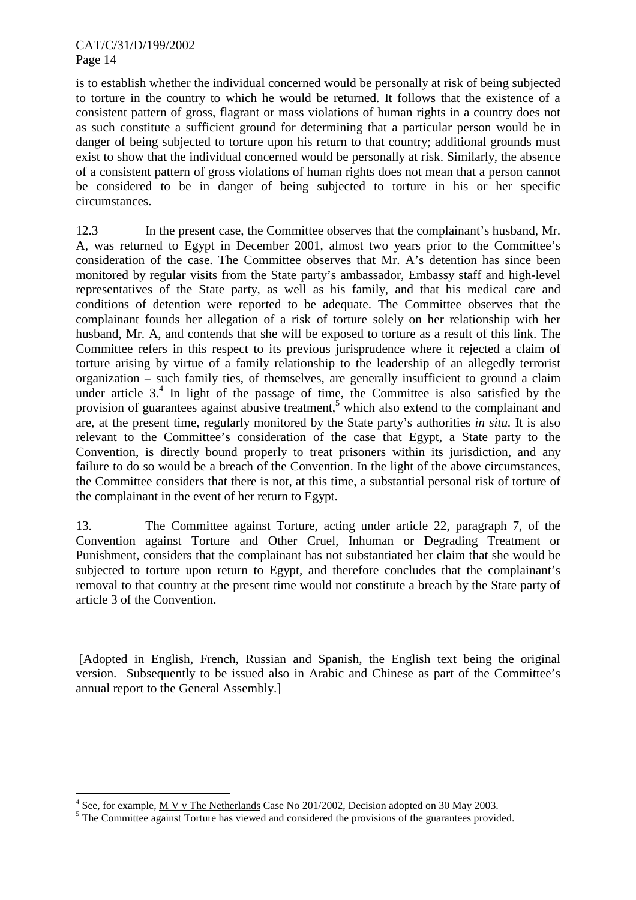is to establish whether the individual concerned would be personally at risk of being subjected to torture in the country to which he would be returned. It follows that the existence of a consistent pattern of gross, flagrant or mass violations of human rights in a country does not as such constitute a sufficient ground for determining that a particular person would be in danger of being subjected to torture upon his return to that country; additional grounds must exist to show that the individual concerned would be personally at risk. Similarly, the absence of a consistent pattern of gross violations of human rights does not mean that a person cannot be considered to be in danger of being subjected to torture in his or her specific circumstances.

12.3 In the present case, the Committee observes that the complainant's husband, Mr. A, was returned to Egypt in December 2001, almost two years prior to the Committee's consideration of the case. The Committee observes that Mr. A's detention has since been monitored by regular visits from the State party's ambassador, Embassy staff and high-level representatives of the State party, as well as his family, and that his medical care and conditions of detention were reported to be adequate. The Committee observes that the complainant founds her allegation of a risk of torture solely on her relationship with her husband, Mr. A, and contends that she will be exposed to torture as a result of this link. The Committee refers in this respect to its previous jurisprudence where it rejected a claim of torture arising by virtue of a family relationship to the leadership of an allegedly terrorist organization – such family ties, of themselves, are generally insufficient to ground a claim under article 3.[4] In light of the passage of time, the Committee is also satisfied by the provision of guarantees against abusive treatment,[5] which also extend to the complainant and are, at the present time, regularly monitored by the State party's authorities *in situ.* It is also relevant to the Committee's consideration of the case that Egypt, a State party to the Convention, is directly bound properly to treat prisoners within its jurisdiction, and any failure to do so would be a breach of the Convention. In the light of the above circumstances, the Committee considers that there is not, at this time, a substantial personal risk of torture of the complainant in the event of her return to Egypt.

13. The Committee against Torture, acting under article 22, paragraph 7, of the Convention against Torture and Other Cruel, Inhuman or Degrading Treatment or Punishment, considers that the complainant has not substantiated her claim that she would be subjected to torture upon return to Egypt, and therefore concludes that the complainant's removal to that country at the present time would not constitute a breach by the State party of article 3 of the Convention.

[Adopted in English, French, Russian and Spanish, the English text being the original version. Subsequently to be issued also in Arabic and Chinese as part of the Committee's annual report to the General Assembly.]

---

[4] See, for example, M V v The Netherlands Case No 201/2002, Decision adopted on 30 May 2003.

[5] The Committee against Torture has viewed and considered the provisions of the guarantees provided.